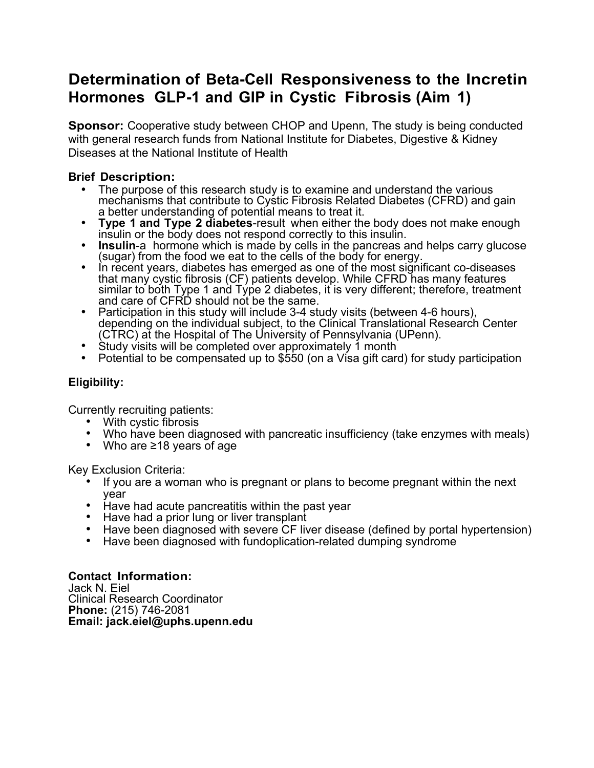# Determination of Beta-Cell Responsiveness to the Incretin Hormones GLP-1 and GIP in Cystic Fibrosis (Aim 1)

**Sponsor:** Cooperative study between CHOP and Upenn, The study is being conducted with general research funds from National Institute for Diabetes, Digestive & Kidney Diseases at the National Institute of Health

**Brief Description:**

- The purpose of this research study is to examine and understand the various mechanisms that contribute to Cystic Fibrosis Related Diabetes (CFRD) and gain a better understanding of potential means to treat it.
- **Type 1 and Type 2 diabetes**-result when either the body does not make enough insulin or the body does not respond correctly to this insulin.
- **Insulin**-a hormone which is made by cells in the pancreas and helps carry glucose (sugar) from the food we eat to the cells of the body for energy.
- In recent years, diabetes has emerged as one of the most significant co-diseases that many cystic fibrosis (CF) patients develop. While CFRD has many features similar to both Type 1 and Type 2 diabetes, it is very different; therefore, treatment and care of CFRD should not be the same.
- Participation in this study will include 3-4 study visits (between 4-6 hours), depending on the individual subject, to the Clinical Translational Research Center (CTRC) at the Hospital of The University of Pennsylvania (UPenn).
- Study visits will be completed over approximately 1 month
- Potential to be compensated up to $550 (on a Visa gift card) for study participation

**Eligibility:**

Currently recruiting patients:

- With cystic fibrosis
- Who have been diagnosed with pancreatic insufficiency (take enzymes with meals)
- Who are ≥18 years of age

Key Exclusion Criteria:

- If you are a woman who is pregnant or plans to become pregnant within the next year
- Have had acute pancreatitis within the past year
- Have had a prior lung or liver transplant
- Have been diagnosed with severe CF liver disease (defined by portal hypertension)
- Have been diagnosed with fundoplication-related dumping syndrome

**Contact Information:**
Jack N. Eiel
Clinical Research Coordinator
**Phone:** (215) 746-2081
**Email: jack.eiel@uphs.upenn.edu**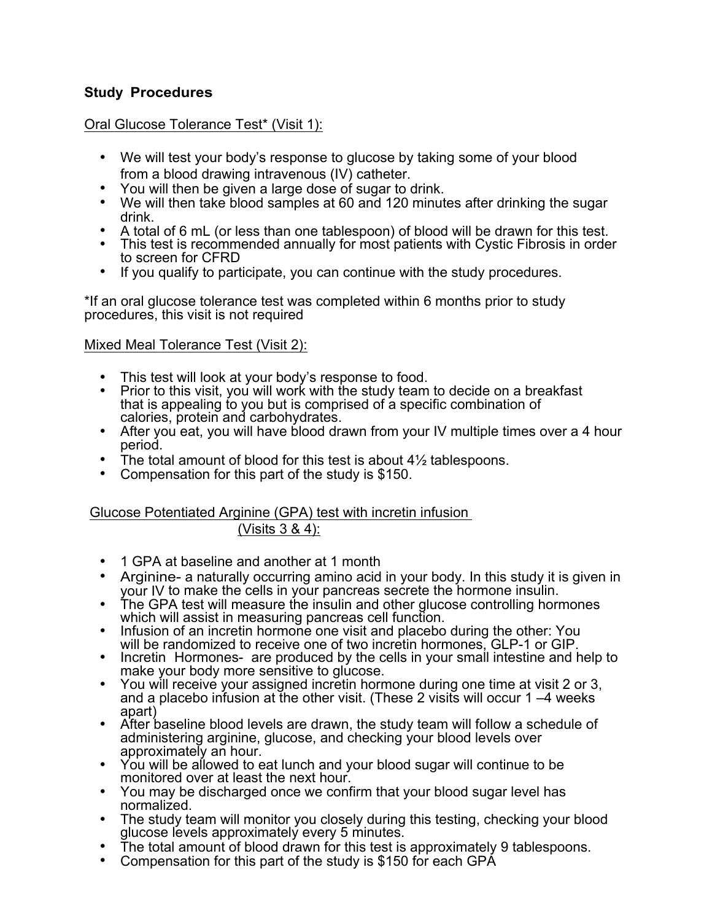**Study Procedures**

Oral Glucose Tolerance Test* (Visit 1):

- We will test your body's response to glucose by taking some of your blood from a blood drawing intravenous (IV) catheter.
- You will then be given a large dose of sugar to drink.
- We will then take blood samples at 60 and 120 minutes after drinking the sugar drink.
- A total of 6 mL (or less than one tablespoon) of blood will be drawn for this test.
- This test is recommended annually for most patients with Cystic Fibrosis in order to screen for CFRD
- If you qualify to participate, you can continue with the study procedures.

*If an oral glucose tolerance test was completed within 6 months prior to study procedures, this visit is not required

Mixed Meal Tolerance Test (Visit 2):

- This test will look at your body's response to food.
- Prior to this visit, you will work with the study team to decide on a breakfast that is appealing to you but is comprised of a specific combination of calories, protein and carbohydrates.
- After you eat, you will have blood drawn from your IV multiple times over a 4 hour period.
- The total amount of blood for this test is about 4½ tablespoons.
- Compensation for this part of the study is $150.

Glucose Potentiated Arginine (GPA) test with incretin infusion (Visits 3 & 4):

- 1 GPA at baseline and another at 1 month
- Arginine- a naturally occurring amino acid in your body. In this study it is given in your IV to make the cells in your pancreas secrete the hormone insulin.
- The GPA test will measure the insulin and other glucose controlling hormones which will assist in measuring pancreas cell function.
- Infusion of an incretin hormone one visit and placebo during the other: You will be randomized to receive one of two incretin hormones, GLP-1 or GIP.
- Incretin Hormones- are produced by the cells in your small intestine and help to make your body more sensitive to glucose.
- You will receive your assigned incretin hormone during one time at visit 2 or 3, and a placebo infusion at the other visit. (These 2 visits will occur 1 –4 weeks apart)
- After baseline blood levels are drawn, the study team will follow a schedule of administering arginine, glucose, and checking your blood levels over approximately an hour.
- You will be allowed to eat lunch and your blood sugar will continue to be monitored over at least the next hour.
- You may be discharged once we confirm that your blood sugar level has normalized.
- The study team will monitor you closely during this testing, checking your blood glucose levels approximately every 5 minutes.
- The total amount of blood drawn for this test is approximately 9 tablespoons.
- Compensation for this part of the study is $150 for each GPA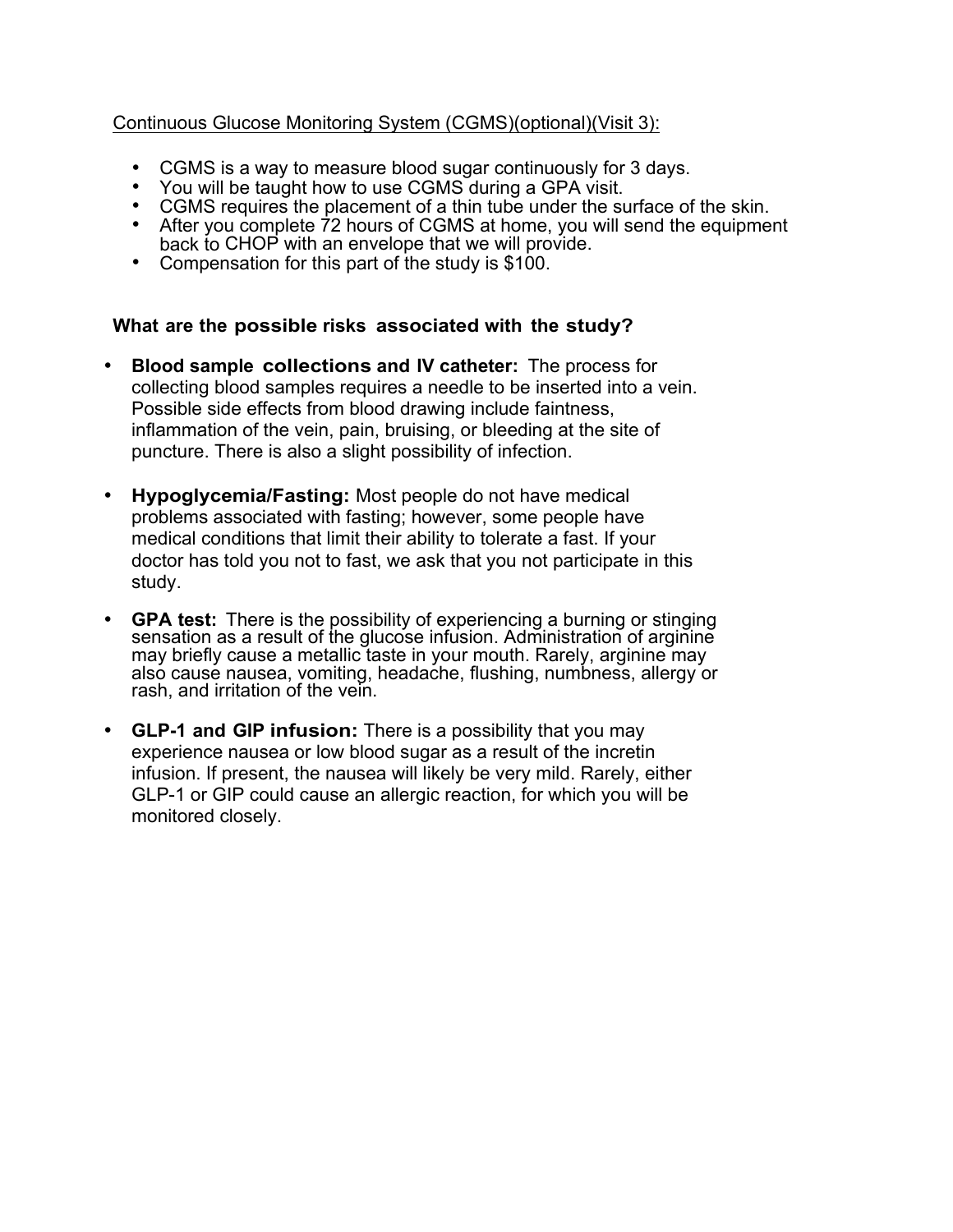Continuous Glucose Monitoring System (CGMS)(optional)(Visit 3):

- CGMS is a way to measure blood sugar continuously for 3 days.
- You will be taught how to use CGMS during a GPA visit.
- CGMS requires the placement of a thin tube under the surface of the skin.
- After you complete 72 hours of CGMS at home, you will send the equipment back to CHOP with an envelope that we will provide.
- Compensation for this part of the study is $100.

**What are the possible risks associated with the study?**

- **Blood sample collections and IV catheter:** The process for collecting blood samples requires a needle to be inserted into a vein. Possible side effects from blood drawing include faintness, inflammation of the vein, pain, bruising, or bleeding at the site of puncture. There is also a slight possibility of infection.

- **Hypoglycemia/Fasting:** Most people do not have medical problems associated with fasting; however, some people have medical conditions that limit their ability to tolerate a fast. If your doctor has told you not to fast, we ask that you not participate in this study.

- **GPA test:** There is the possibility of experiencing a burning or stinging sensation as a result of the glucose infusion. Administration of arginine may briefly cause a metallic taste in your mouth. Rarely, arginine may also cause nausea, vomiting, headache, flushing, numbness, allergy or rash, and irritation of the vein.

- **GLP-1 and GIP infusion:** There is a possibility that you may experience nausea or low blood sugar as a result of the incretin infusion. If present, the nausea will likely be very mild. Rarely, either GLP-1 or GIP could cause an allergic reaction, for which you will be monitored closely.